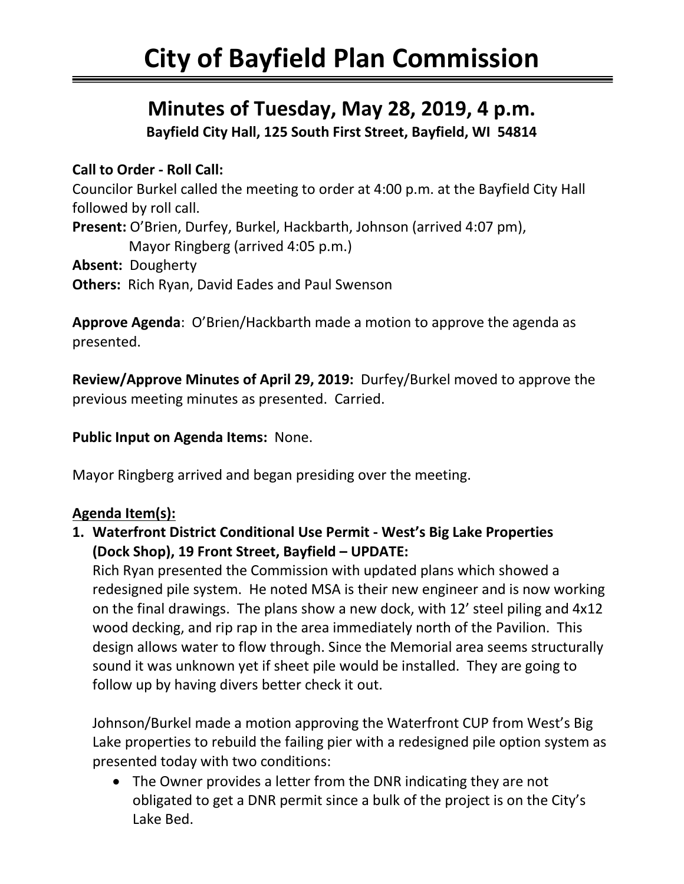# City of Bayfield Plan Commission

## Minutes of Tuesday, May 28, 2019, 4 p.m.

**Bayfield City Hall, 125 South First Street, Bayfield, WI 54814**

**Call to Order - Roll Call:**

Councilor Burkel called the meeting to order at 4:00 p.m. at the Bayfield City Hall followed by roll call.

**Present:** O'Brien, Durfey, Burkel, Hackbarth, Johnson (arrived 4:07 pm), Mayor Ringberg (arrived 4:05 p.m.)

**Absent:** Dougherty

**Others:** Rich Ryan, David Eades and Paul Swenson

**Approve Agenda**: O'Brien/Hackbarth made a motion to approve the agenda as presented.

**Review/Approve Minutes of April 29, 2019:** Durfey/Burkel moved to approve the previous meeting minutes as presented. Carried.

**Public Input on Agenda Items:** None.

Mayor Ringberg arrived and began presiding over the meeting.

**Agenda Item(s):**

1. **Waterfront District Conditional Use Permit - West's Big Lake Properties (Dock Shop), 19 Front Street, Bayfield – UPDATE:**

   Rich Ryan presented the Commission with updated plans which showed a redesigned pile system. He noted MSA is their new engineer and is now working on the final drawings. The plans show a new dock, with 12' steel piling and 4x12 wood decking, and rip rap in the area immediately north of the Pavilion. This design allows water to flow through. Since the Memorial area seems structurally sound it was unknown yet if sheet pile would be installed. They are going to follow up by having divers better check it out.

   Johnson/Burkel made a motion approving the Waterfront CUP from West's Big Lake properties to rebuild the failing pier with a redesigned pile option system as presented today with two conditions:

   - The Owner provides a letter from the DNR indicating they are not obligated to get a DNR permit since a bulk of the project is on the City's Lake Bed.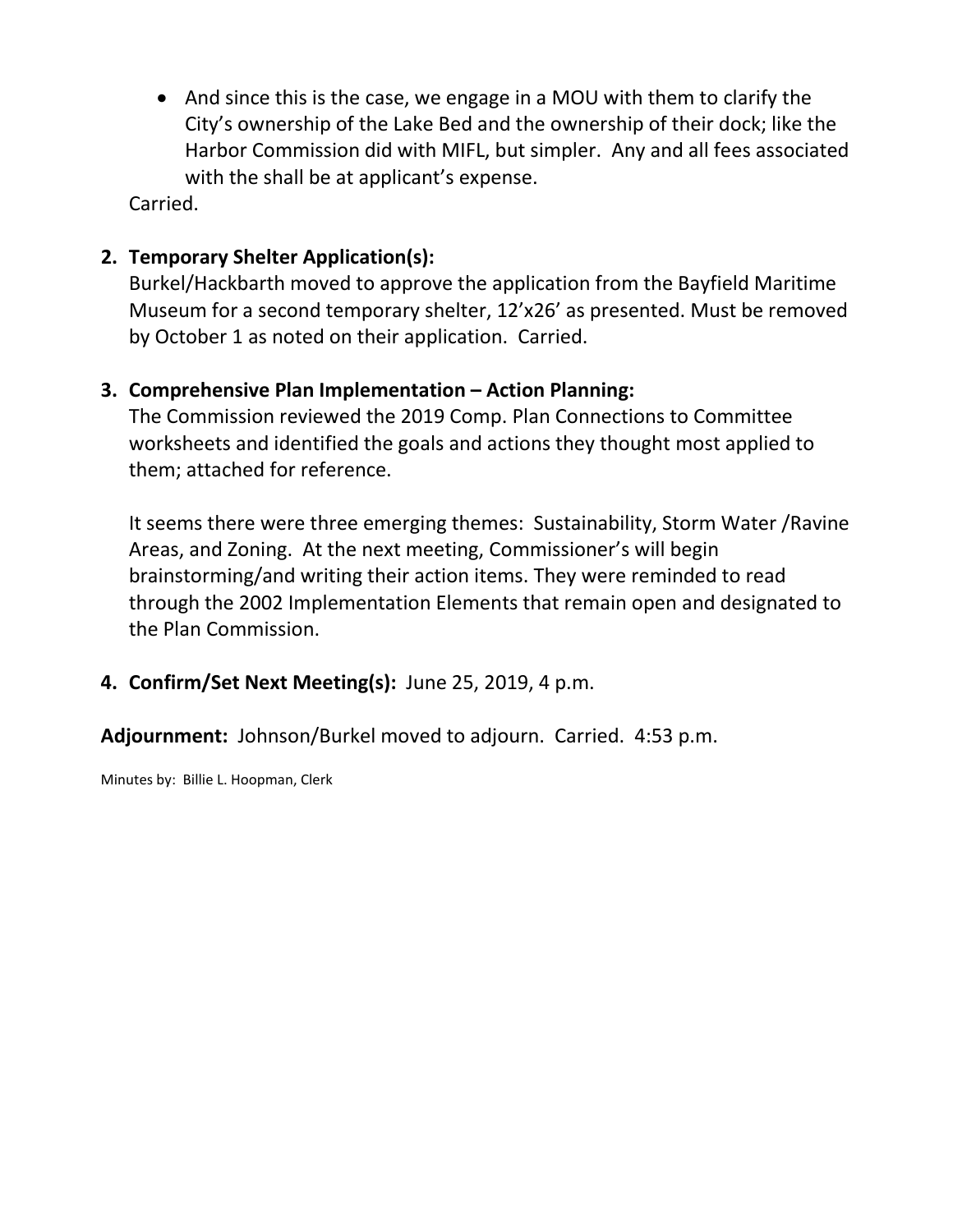- And since this is the case, we engage in a MOU with them to clarify the City's ownership of the Lake Bed and the ownership of their dock; like the Harbor Commission did with MIFL, but simpler. Any and all fees associated with the shall be at applicant's expense.

Carried.

2. **Temporary Shelter Application(s):**
Burkel/Hackbarth moved to approve the application from the Bayfield Maritime Museum for a second temporary shelter, 12'x26' as presented. Must be removed by October 1 as noted on their application. Carried.

3. **Comprehensive Plan Implementation – Action Planning:**
The Commission reviewed the 2019 Comp. Plan Connections to Committee worksheets and identified the goals and actions they thought most applied to them; attached for reference.

   It seems there were three emerging themes: Sustainability, Storm Water /Ravine Areas, and Zoning. At the next meeting, Commissioner's will begin brainstorming/and writing their action items. They were reminded to read through the 2002 Implementation Elements that remain open and designated to the Plan Commission.

4. **Confirm/Set Next Meeting(s):** June 25, 2019, 4 p.m.

**Adjournment:** Johnson/Burkel moved to adjourn. Carried. 4:53 p.m.

Minutes by: Billie L. Hoopman, Clerk